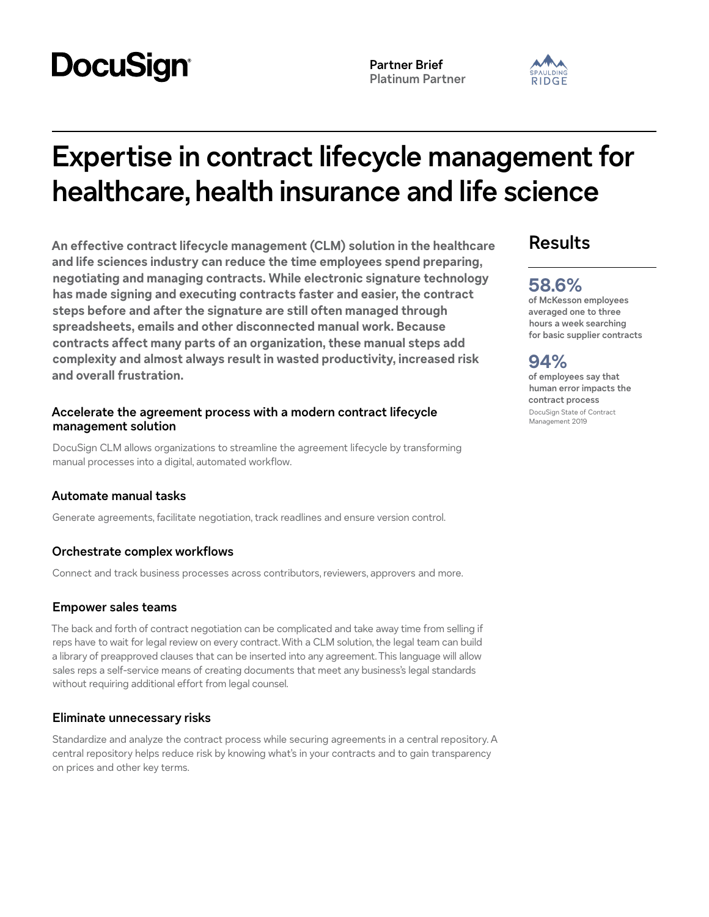DocuSign

**Partner Brief**
**Platinum Partner**

SPAULDING RIDGE

# Expertise in contract lifecycle management for healthcare, health insurance and life science

**An effective contract lifecycle management (CLM) solution in the healthcare and life sciences industry can reduce the time employees spend preparing, negotiating and managing contracts. While electronic signature technology has made signing and executing contracts faster and easier, the contract steps before and after the signature are still often managed through spreadsheets, emails and other disconnected manual work. Because contracts affect many parts of an organization, these manual steps add complexity and almost always result in wasted productivity, increased risk and overall frustration.**

### Accelerate the agreement process with a modern contract lifecycle management solution

DocuSign CLM allows organizations to streamline the agreement lifecycle by transforming manual processes into a digital, automated workflow.

### Automate manual tasks

Generate agreements, facilitate negotiation, track readlines and ensure version control.

### Orchestrate complex workflows

Connect and track business processes across contributors, reviewers, approvers and more.

### Empower sales teams

The back and forth of contract negotiation can be complicated and take away time from selling if reps have to wait for legal review on every contract. With a CLM solution, the legal team can build a library of preapproved clauses that can be inserted into any agreement. This language will allow sales reps a self-service means of creating documents that meet any business's legal standards without requiring additional effort from legal counsel.

### Eliminate unnecessary risks

Standardize and analyze the contract process while securing agreements in a central repository. A central repository helps reduce risk by knowing what's in your contracts and to gain transparency on prices and other key terms.

## Results

**58.6%**
**of McKesson employees averaged one to three hours a week searching for basic supplier contracts**

**94%**
**of employees say that human error impacts the contract process**
DocuSign State of Contract Management 2019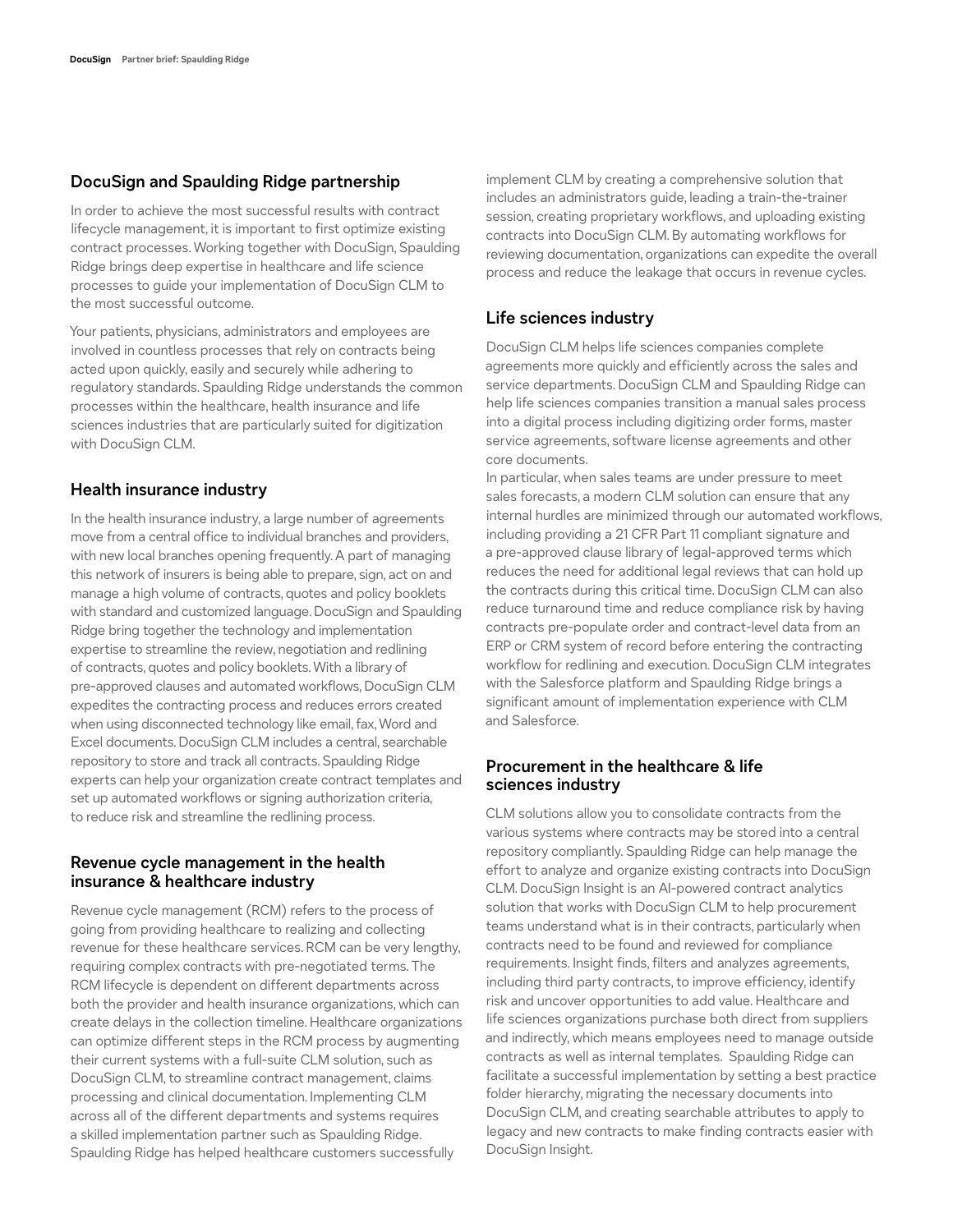## DocuSign and Spaulding Ridge partnership

In order to achieve the most successful results with contract lifecycle management, it is important to first optimize existing contract processes. Working together with DocuSign, Spaulding Ridge brings deep expertise in healthcare and life science processes to guide your implementation of DocuSign CLM to the most successful outcome.

Your patients, physicians, administrators and employees are involved in countless processes that rely on contracts being acted upon quickly, easily and securely while adhering to regulatory standards. Spaulding Ridge understands the common processes within the healthcare, health insurance and life sciences industries that are particularly suited for digitization with DocuSign CLM.

## Health insurance industry

In the health insurance industry, a large number of agreements move from a central office to individual branches and providers, with new local branches opening frequently. A part of managing this network of insurers is being able to prepare, sign, act on and manage a high volume of contracts, quotes and policy booklets with standard and customized language. DocuSign and Spaulding Ridge bring together the technology and implementation expertise to streamline the review, negotiation and redlining of contracts, quotes and policy booklets. With a library of pre-approved clauses and automated workflows, DocuSign CLM expedites the contracting process and reduces errors created when using disconnected technology like email, fax, Word and Excel documents. DocuSign CLM includes a central, searchable repository to store and track all contracts. Spaulding Ridge experts can help your organization create contract templates and set up automated workflows or signing authorization criteria, to reduce risk and streamline the redlining process.

## Revenue cycle management in the health insurance & healthcare industry

Revenue cycle management (RCM) refers to the process of going from providing healthcare to realizing and collecting revenue for these healthcare services. RCM can be very lengthy, requiring complex contracts with pre-negotiated terms. The RCM lifecycle is dependent on different departments across both the provider and health insurance organizations, which can create delays in the collection timeline. Healthcare organizations can optimize different steps in the RCM process by augmenting their current systems with a full-suite CLM solution, such as DocuSign CLM, to streamline contract management, claims processing and clinical documentation. Implementing CLM across all of the different departments and systems requires a skilled implementation partner such as Spaulding Ridge. Spaulding Ridge has helped healthcare customers successfully implement CLM by creating a comprehensive solution that includes an administrators guide, leading a train-the-trainer session, creating proprietary workflows, and uploading existing contracts into DocuSign CLM. By automating workflows for reviewing documentation, organizations can expedite the overall process and reduce the leakage that occurs in revenue cycles.

## Life sciences industry

DocuSign CLM helps life sciences companies complete agreements more quickly and efficiently across the sales and service departments. DocuSign CLM and Spaulding Ridge can help life sciences companies transition a manual sales process into a digital process including digitizing order forms, master service agreements, software license agreements and other core documents.

In particular, when sales teams are under pressure to meet sales forecasts, a modern CLM solution can ensure that any internal hurdles are minimized through our automated workflows, including providing a 21 CFR Part 11 compliant signature and a pre-approved clause library of legal-approved terms which reduces the need for additional legal reviews that can hold up the contracts during this critical time. DocuSign CLM can also reduce turnaround time and reduce compliance risk by having contracts pre-populate order and contract-level data from an ERP or CRM system of record before entering the contracting workflow for redlining and execution. DocuSign CLM integrates with the Salesforce platform and Spaulding Ridge brings a significant amount of implementation experience with CLM and Salesforce.

## Procurement in the healthcare & life sciences industry

CLM solutions allow you to consolidate contracts from the various systems where contracts may be stored into a central repository compliantly. Spaulding Ridge can help manage the effort to analyze and organize existing contracts into DocuSign CLM. DocuSign Insight is an AI-powered contract analytics solution that works with DocuSign CLM to help procurement teams understand what is in their contracts, particularly when contracts need to be found and reviewed for compliance requirements. Insight finds, filters and analyzes agreements, including third party contracts, to improve efficiency, identify risk and uncover opportunities to add value. Healthcare and life sciences organizations purchase both direct from suppliers and indirectly, which means employees need to manage outside contracts as well as internal templates. Spaulding Ridge can facilitate a successful implementation by setting a best practice folder hierarchy, migrating the necessary documents into DocuSign CLM, and creating searchable attributes to apply to legacy and new contracts to make finding contracts easier with DocuSign Insight.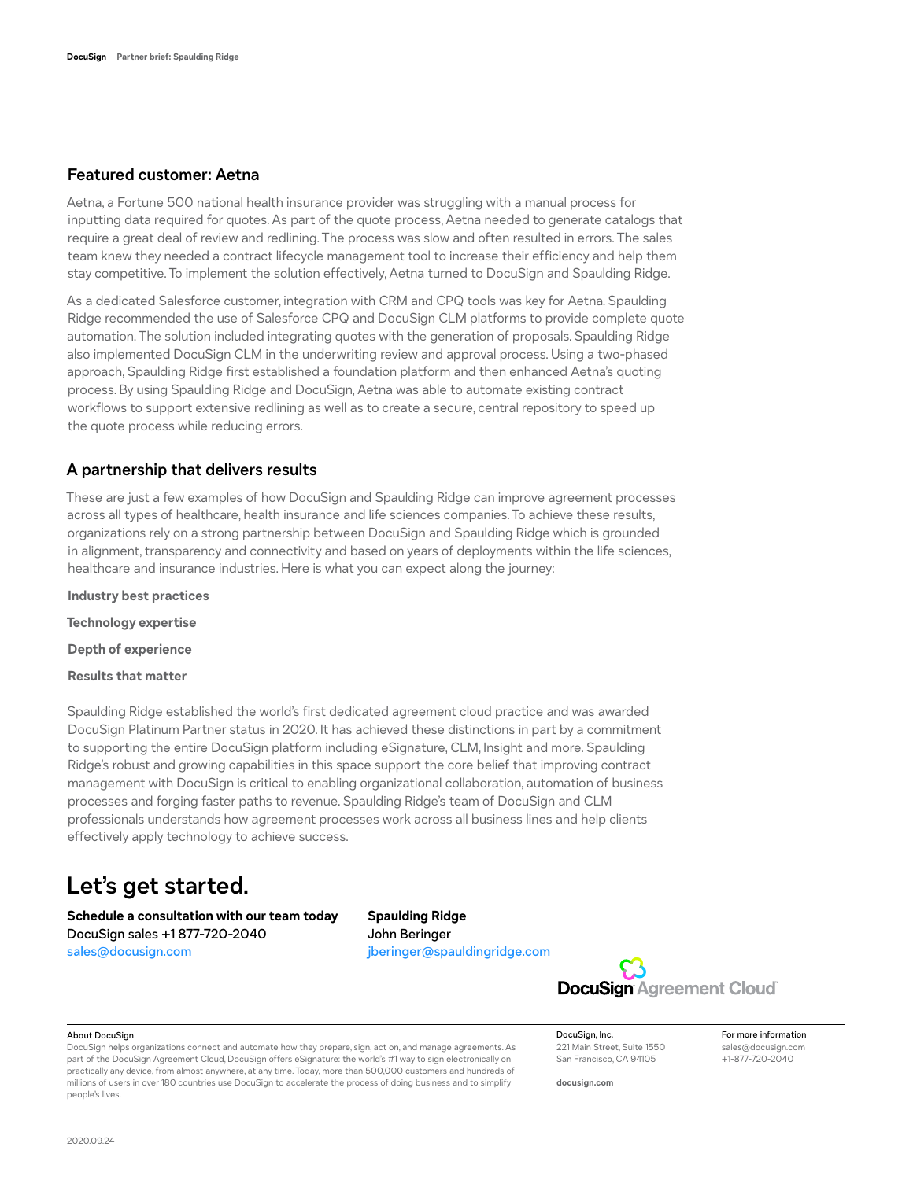## Featured customer: Aetna

Aetna, a Fortune 500 national health insurance provider was struggling with a manual process for inputting data required for quotes. As part of the quote process, Aetna needed to generate catalogs that require a great deal of review and redlining. The process was slow and often resulted in errors. The sales team knew they needed a contract lifecycle management tool to increase their efficiency and help them stay competitive. To implement the solution effectively, Aetna turned to DocuSign and Spaulding Ridge.

As a dedicated Salesforce customer, integration with CRM and CPQ tools was key for Aetna. Spaulding Ridge recommended the use of Salesforce CPQ and DocuSign CLM platforms to provide complete quote automation. The solution included integrating quotes with the generation of proposals. Spaulding Ridge also implemented DocuSign CLM in the underwriting review and approval process. Using a two-phased approach, Spaulding Ridge first established a foundation platform and then enhanced Aetna's quoting process. By using Spaulding Ridge and DocuSign, Aetna was able to automate existing contract workflows to support extensive redlining as well as to create a secure, central repository to speed up the quote process while reducing errors.

## A partnership that delivers results

These are just a few examples of how DocuSign and Spaulding Ridge can improve agreement processes across all types of healthcare, health insurance and life sciences companies. To achieve these results, organizations rely on a strong partnership between DocuSign and Spaulding Ridge which is grounded in alignment, transparency and connectivity and based on years of deployments within the life sciences, healthcare and insurance industries. Here is what you can expect along the journey:

**Industry best practices**

**Technology expertise**

**Depth of experience**

**Results that matter**

Spaulding Ridge established the world's first dedicated agreement cloud practice and was awarded DocuSign Platinum Partner status in 2020. It has achieved these distinctions in part by a commitment to supporting the entire DocuSign platform including eSignature, CLM, Insight and more. Spaulding Ridge's robust and growing capabilities in this space support the core belief that improving contract management with DocuSign is critical to enabling organizational collaboration, automation of business processes and forging faster paths to revenue. Spaulding Ridge's team of DocuSign and CLM professionals understands how agreement processes work across all business lines and help clients effectively apply technology to achieve success.

# Let's get started.

**Schedule a consultation with our team today**
DocuSign sales +1 877-720-2040
sales@docusign.com

**Spaulding Ridge**
John Beringer
jberinger@spauldingridge.com

DocuSign Agreement Cloud

About DocuSign
DocuSign helps organizations connect and automate how they prepare, sign, act on, and manage agreements. As part of the DocuSign Agreement Cloud, DocuSign offers eSignature: the world's #1 way to sign electronically on practically any device, from almost anywhere, at any time. Today, more than 500,000 customers and hundreds of millions of users in over 180 countries use DocuSign to accelerate the process of doing business and to simplify people's lives.

DocuSign, Inc.
221 Main Street, Suite 1550
San Francisco, CA 94105

docusign.com

For more information
sales@docusign.com
+1-877-720-2040

2020.09.24